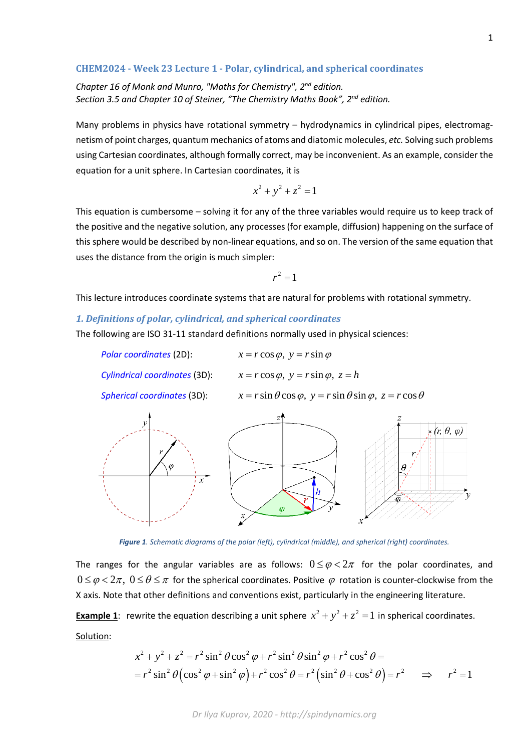## CHEM2024 - Week 23 Lecture 1 - Polar, cylindrical, and spherical coordinates

*Chapter 16 of Monk and Munro, "Maths for Chemistry", 2nd edition.*
*Section 3.5 and Chapter 10 of Steiner, "The Chemistry Maths Book", 2nd edition.*

Many problems in physics have rotational symmetry – hydrodynamics in cylindrical pipes, electromagnetism of point charges, quantum mechanics of atoms and diatomic molecules, *etc.* Solving such problems using Cartesian coordinates, although formally correct, may be inconvenient. As an example, consider the equation for a unit sphere. In Cartesian coordinates, it is

$$x^2 + y^2 + z^2 = 1$$

This equation is cumbersome – solving it for any of the three variables would require us to keep track of the positive and the negative solution, any processes (for example, diffusion) happening on the surface of this sphere would be described by non-linear equations, and so on. The version of the same equation that uses the distance from the origin is much simpler:

$$r^2 = 1$$

This lecture introduces coordinate systems that are natural for problems with rotational symmetry.

### *1. Definitions of polar, cylindrical, and spherical coordinates*

The following are ISO 31-11 standard definitions normally used in physical sciences:

*Polar coordinates* (2D): $x = r\cos\varphi,\ y = r\sin\varphi$

*Cylindrical coordinates* (3D): $x = r\cos\varphi,\ y = r\sin\varphi,\ z = h$

*Spherical coordinates* (3D): $x = r\sin\theta\cos\varphi,\ y = r\sin\theta\sin\varphi,\ z = r\cos\theta$

***Figure 1***. *Schematic diagrams of the polar (left), cylindrical (middle), and spherical (right) coordinates.*

The ranges for the angular variables are as follows: $0 \le \varphi < 2\pi$ for the polar coordinates, and $0 \le \varphi < 2\pi,\ 0 \le \theta \le \pi$ for the spherical coordinates. Positive $\varphi$ rotation is counter-clockwise from the X axis. Note that other definitions and conventions exist, particularly in the engineering literature.

**Example 1**: rewrite the equation describing a unit sphere $x^2 + y^2 + z^2 = 1$ in spherical coordinates.

Solution:

$$\begin{aligned} &x^2 + y^2 + z^2 = r^2\sin^2\theta\cos^2\varphi + r^2\sin^2\theta\sin^2\varphi + r^2\cos^2\theta = \\ &= r^2\sin^2\theta\left(\cos^2\varphi + \sin^2\varphi\right) + r^2\cos^2\theta = r^2\left(\sin^2\theta + \cos^2\theta\right) = r^2 \quad \Rightarrow \quad r^2 = 1 \end{aligned}$$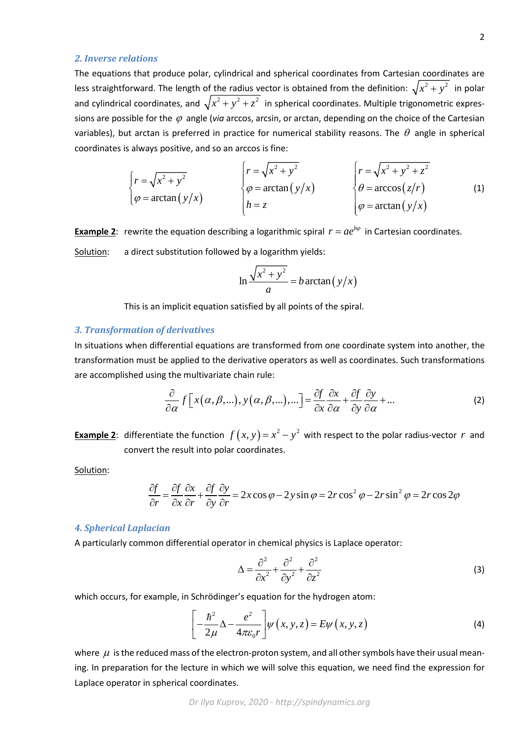### *2. Inverse relations*

The equations that produce polar, cylindrical and spherical coordinates from Cartesian coordinates are less straightforward. The length of the radius vector is obtained from the definition: $\sqrt{x^2+y^2}$ in polar and cylindrical coordinates, and $\sqrt{x^2+y^2+z^2}$ in spherical coordinates. Multiple trigonometric expressions are possible for the $\varphi$ angle (*via* arccos, arcsin, or arctan, depending on the choice of the Cartesian variables), but arctan is preferred in practice for numerical stability reasons. The $\theta$ angle in spherical coordinates is always positive, and so an arccos is fine:

$$
\begin{cases} r=\sqrt{x^2+y^2} \\ \varphi=\arctan\left(y/x\right) \end{cases}
\qquad
\begin{cases} r=\sqrt{x^2+y^2} \\ \varphi=\arctan\left(y/x\right) \\ h=z \end{cases}
\qquad
\begin{cases} r=\sqrt{x^2+y^2+z^2} \\ \theta=\arccos\left(z/r\right) \\ \varphi=\arctan\left(y/x\right) \end{cases}
\tag{1}
$$

<u>**Example 2**</u>: rewrite the equation describing a logarithmic spiral $r=ae^{b\varphi}$ in Cartesian coordinates.

<u>Solution</u>: a direct substitution followed by a logarithm yields:

$$\ln\frac{\sqrt{x^2+y^2}}{a}=b\arctan\left(y/x\right)$$

This is an implicit equation satisfied by all points of the spiral.

### *3. Transformation of derivatives*

In situations when differential equations are transformed from one coordinate system into another, the transformation must be applied to the derivative operators as well as coordinates. Such transformations are accomplished using the multivariate chain rule:

$$\frac{\partial}{\partial\alpha}f\left[x\left(\alpha,\beta,...\right),y\left(\alpha,\beta,...\right),...\right]=\frac{\partial f}{\partial x}\frac{\partial x}{\partial\alpha}+\frac{\partial f}{\partial y}\frac{\partial y}{\partial\alpha}+... \tag{2}$$

<u>**Example 2**</u>: differentiate the function $f\left(x,y\right)=x^2-y^2$ with respect to the polar radius-vector $r$ and convert the result into polar coordinates.

<u>Solution</u>:

$$\frac{\partial f}{\partial r}=\frac{\partial f}{\partial x}\frac{\partial x}{\partial r}+\frac{\partial f}{\partial y}\frac{\partial y}{\partial r}=2x\cos\varphi-2y\sin\varphi=2r\cos^2\varphi-2r\sin^2\varphi=2r\cos2\varphi$$

### *4. Spherical Laplacian*

A particularly common differential operator in chemical physics is Laplace operator:

$$\Delta=\frac{\partial^2}{\partial x^2}+\frac{\partial^2}{\partial y^2}+\frac{\partial^2}{\partial z^2} \tag{3}$$

which occurs, for example, in Schrödinger's equation for the hydrogen atom:

$$\left[-\frac{\hbar^2}{2\mu}\Delta-\frac{e^2}{4\pi\varepsilon_0 r}\right]\psi\left(x,y,z\right)=E\psi\left(x,y,z\right) \tag{4}$$

where $\mu$ is the reduced mass of the electron-proton system, and all other symbols have their usual meaning. In preparation for the lecture in which we will solve this equation, we need find the expression for Laplace operator in spherical coordinates.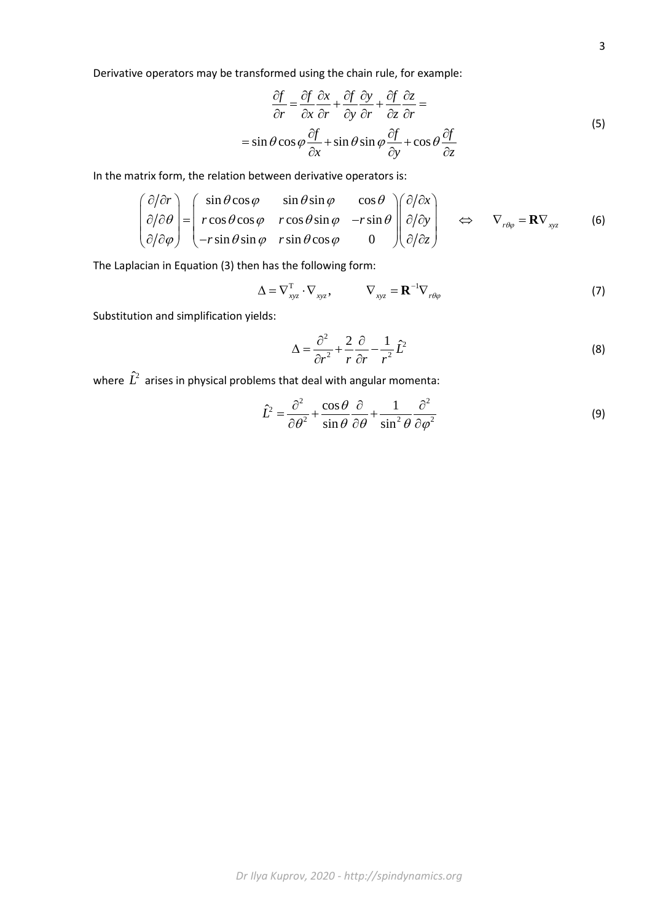Derivative operators may be transformed using the chain rule, for example:

$$
\begin{aligned}
\frac{\partial f}{\partial r} &= \frac{\partial f}{\partial x}\frac{\partial x}{\partial r} + \frac{\partial f}{\partial y}\frac{\partial y}{\partial r} + \frac{\partial f}{\partial z}\frac{\partial z}{\partial r} = \\
&= \sin\theta\cos\varphi\frac{\partial f}{\partial x} + \sin\theta\sin\varphi\frac{\partial f}{\partial y} + \cos\theta\frac{\partial f}{\partial z}
\end{aligned}
\tag{5}
$$

In the matrix form, the relation between derivative operators is:

$$
\begin{pmatrix} \partial/\partial r \\ \partial/\partial\theta \\ \partial/\partial\varphi \end{pmatrix} = \begin{pmatrix} \sin\theta\cos\varphi & \sin\theta\sin\varphi & \cos\theta \\ r\cos\theta\cos\varphi & r\cos\theta\sin\varphi & -r\sin\theta \\ -r\sin\theta\sin\varphi & r\sin\theta\cos\varphi & 0 \end{pmatrix} \begin{pmatrix} \partial/\partial x \\ \partial/\partial y \\ \partial/\partial z \end{pmatrix} \quad \Leftrightarrow \quad \nabla_{r\theta\varphi} = \mathbf{R}\nabla_{xyz}
\tag{6}
$$

The Laplacian in Equation (3) then has the following form:

$$
\Delta = \nabla_{xyz}^{\mathrm{T}} \cdot \nabla_{xyz}, \qquad \nabla_{xyz} = \mathbf{R}^{-1}\nabla_{r\theta\varphi}
\tag{7}
$$

Substitution and simplification yields:

$$
\Delta = \frac{\partial^2}{\partial r^2} + \frac{2}{r}\frac{\partial}{\partial r} - \frac{1}{r^2}\hat{L}^2
\tag{8}
$$

where $\hat{L}^2$ arises in physical problems that deal with angular momenta:

$$
\hat{L}^2 = \frac{\partial^2}{\partial\theta^2} + \frac{\cos\theta}{\sin\theta}\frac{\partial}{\partial\theta} + \frac{1}{\sin^2\theta}\frac{\partial^2}{\partial\varphi^2}
\tag{9}
$$